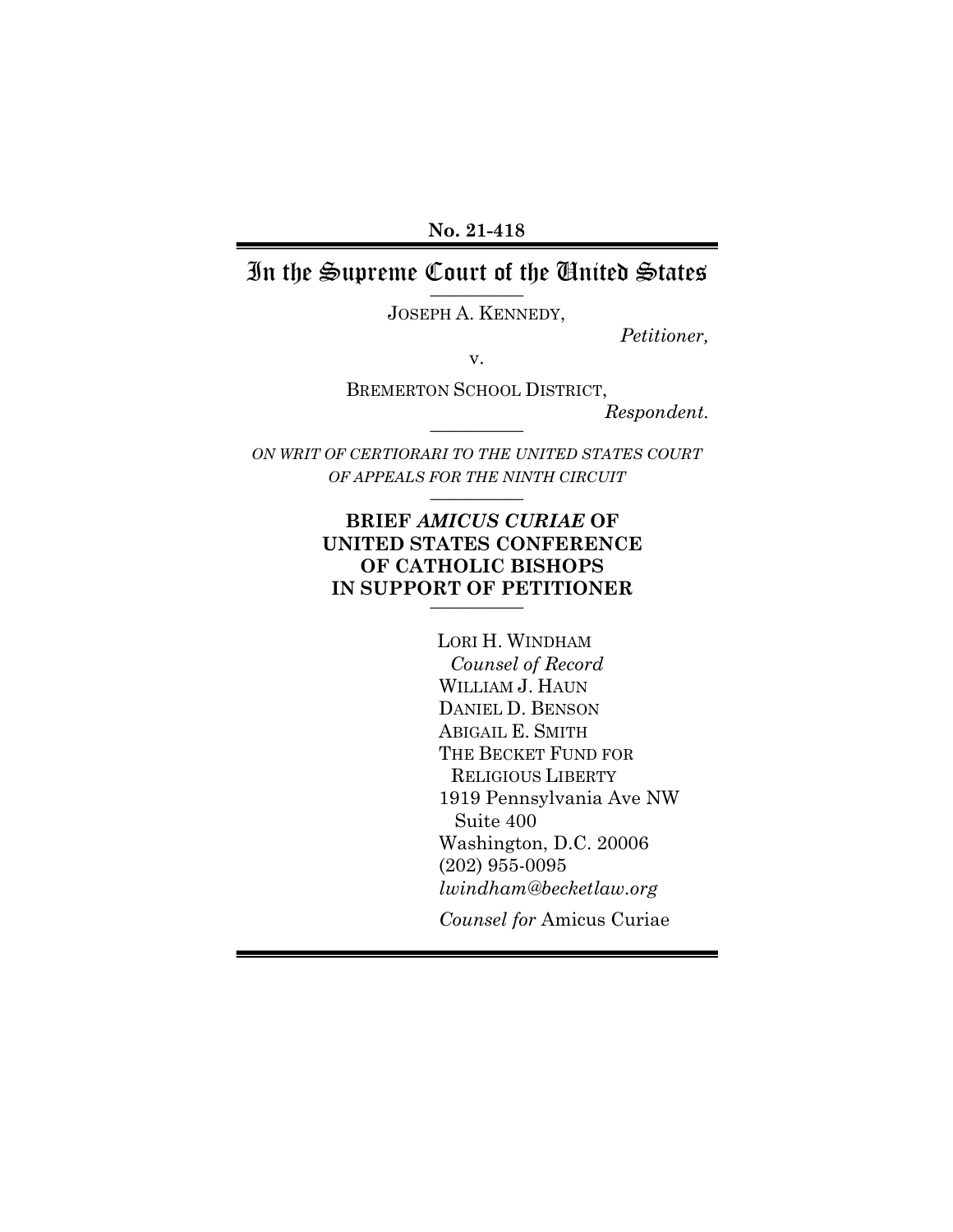**No. 21-418**

# In the Supreme Court of the United States

---

JOSEPH A. KENNEDY,

*Petitioner,*

v.

BREMERTON SCHOOL DISTRICT,

*Respondent.*

---

*ON WRIT OF CERTIORARI TO THE UNITED STATES COURT OF APPEALS FOR THE NINTH CIRCUIT*

---

**BRIEF *AMICUS CURIAE* OF UNITED STATES CONFERENCE OF CATHOLIC BISHOPS IN SUPPORT OF PETITIONER**

---

LORI H. WINDHAM
*Counsel of Record*
WILLIAM J. HAUN
DANIEL D. BENSON
ABIGAIL E. SMITH
THE BECKET FUND FOR RELIGIOUS LIBERTY
1919 Pennsylvania Ave NW
Suite 400
Washington, D.C. 20006
(202) 955-0095
*lwindham@becketlaw.org*

*Counsel for* Amicus Curiae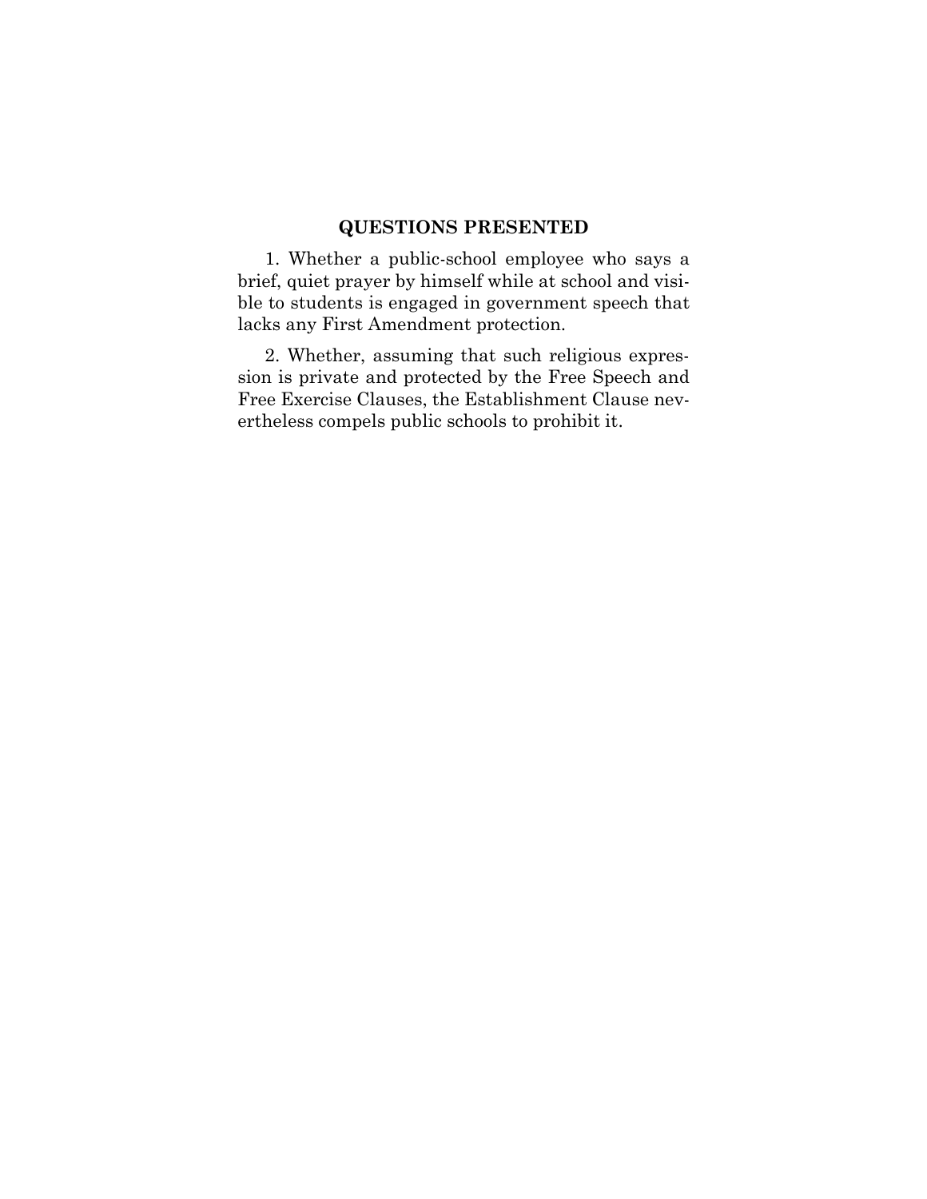## QUESTIONS PRESENTED

1. Whether a public-school employee who says a brief, quiet prayer by himself while at school and visible to students is engaged in government speech that lacks any First Amendment protection.

2. Whether, assuming that such religious expression is private and protected by the Free Speech and Free Exercise Clauses, the Establishment Clause nevertheless compels public schools to prohibit it.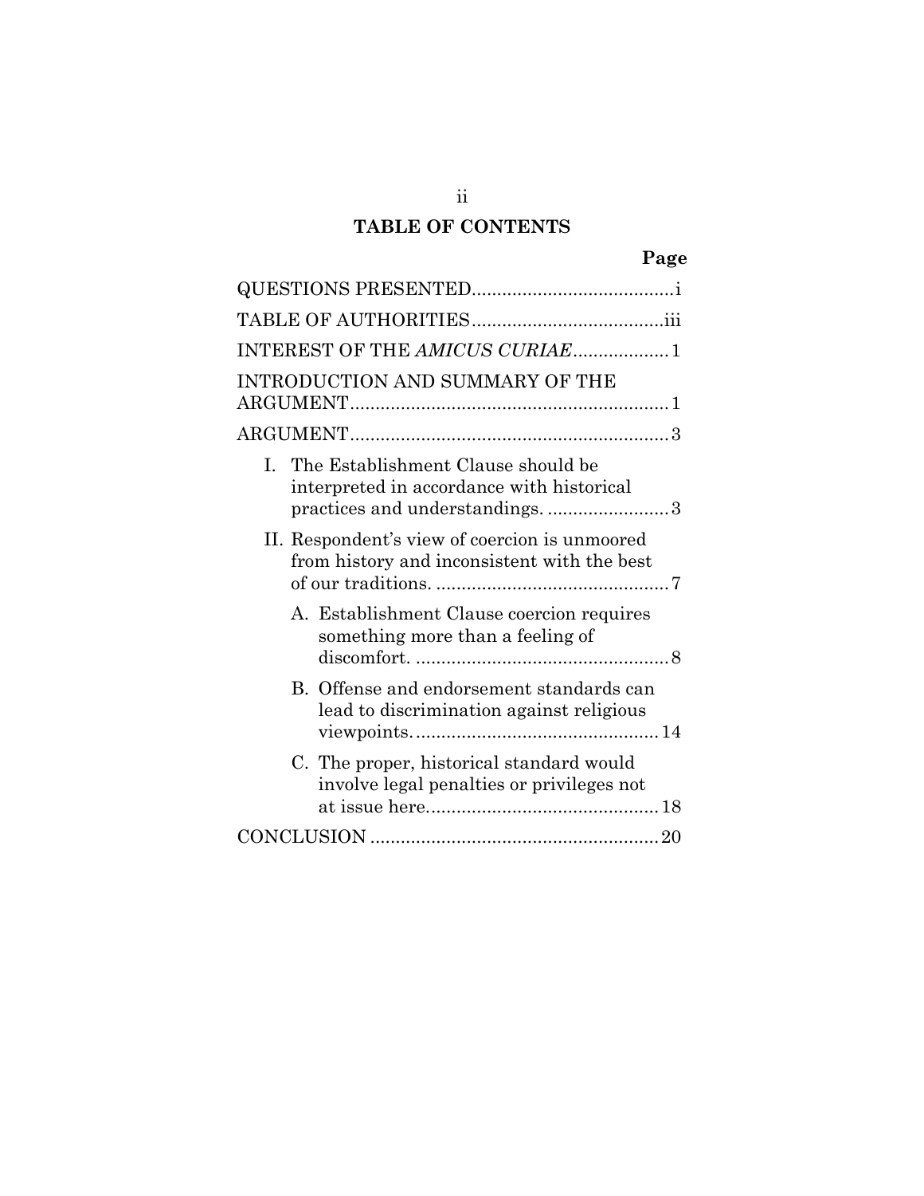## TABLE OF CONTENTS

| | Page |
|---|---|
| QUESTIONS PRESENTED | i |
| TABLE OF AUTHORITIES | iii |
| INTEREST OF THE *AMICUS CURIAE* | 1 |
| INTRODUCTION AND SUMMARY OF THE ARGUMENT | 1 |
| ARGUMENT | 3 |
| I. The Establishment Clause should be interpreted in accordance with historical practices and understandings. | 3 |
| II. Respondent's view of coercion is unmoored from history and inconsistent with the best of our traditions. | 7 |
| A. Establishment Clause coercion requires something more than a feeling of discomfort. | 8 |
| B. Offense and endorsement standards can lead to discrimination against religious viewpoints. | 14 |
| C. The proper, historical standard would involve legal penalties or privileges not at issue here. | 18 |
| CONCLUSION | 20 |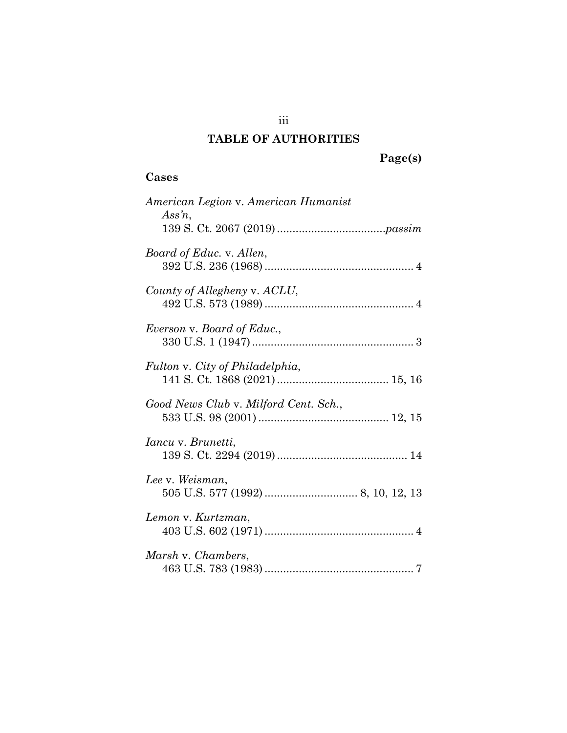# TABLE OF AUTHORITIES

**Page(s)**

## Cases

*American Legion* v. *American Humanist Ass'n*, 139 S. Ct. 2067 (2019) .................................. *passim*

*Board of Educ.* v. *Allen*, 392 U.S. 236 (1968) ................................................ 4

*County of Allegheny* v. *ACLU*, 492 U.S. 573 (1989) ................................................ 4

*Everson* v. *Board of Educ.*, 330 U.S. 1 (1947) .................................................... 3

*Fulton* v. *City of Philadelphia*, 141 S. Ct. 1868 (2021) .................................... 15, 16

*Good News Club* v. *Milford Cent. Sch.*, 533 U.S. 98 (2001) .......................................... 12, 15

*Iancu* v. *Brunetti*, 139 S. Ct. 2294 (2019) .......................................... 14

*Lee* v. *Weisman*, 505 U.S. 577 (1992) .............................. 8, 10, 12, 13

*Lemon* v. *Kurtzman*, 403 U.S. 602 (1971) ................................................ 4

*Marsh* v. *Chambers*, 463 U.S. 783 (1983) ................................................ 7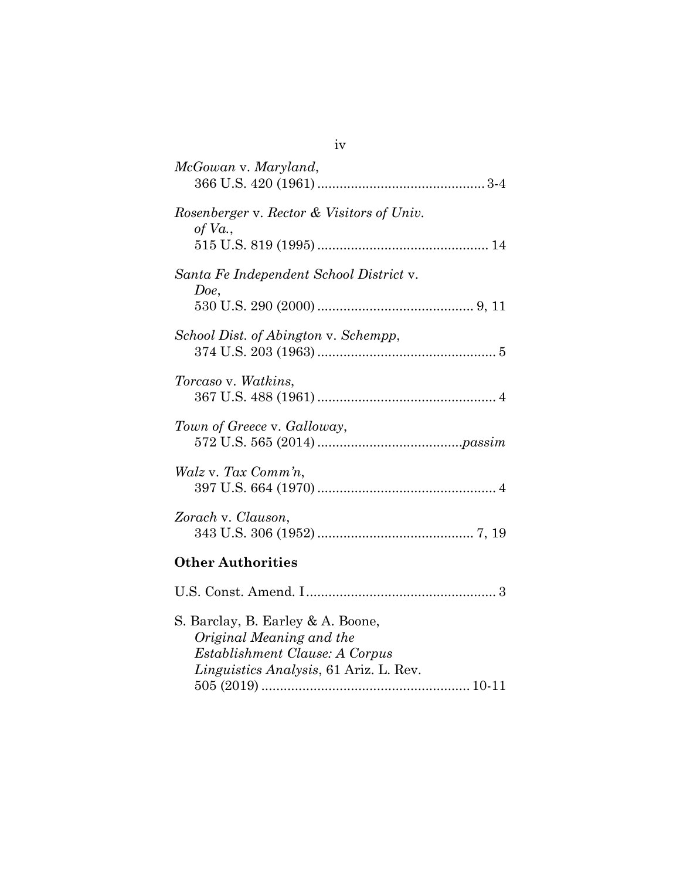*McGowan* v. *Maryland*,
366 U.S. 420 (1961) ............................................ 3-4

*Rosenberger* v. *Rector & Visitors of Univ. of Va.*,
515 U.S. 819 (1995) ............................................. 14

*Santa Fe Independent School District* v. *Doe*,
530 U.S. 290 (2000) ......................................... 9, 11

*School Dist. of Abington* v. *Schempp*,
374 U.S. 203 (1963) ............................................... 5

*Torcaso* v. *Watkins*,
367 U.S. 488 (1961) ............................................... 4

*Town of Greece* v. *Galloway*,
572 U.S. 565 (2014) ...................................... *passim*

*Walz* v. *Tax Comm'n*,
397 U.S. 664 (1970) ............................................... 4

*Zorach* v. *Clauson*,
343 U.S. 306 (1952) ......................................... 7, 19

**Other Authorities**

U.S. Const. Amend. I .................................................. 3

S. Barclay, B. Earley & A. Boone, *Original Meaning and the Establishment Clause: A Corpus Linguistics Analysis*, 61 Ariz. L. Rev. 505 (2019) ....................................................... 10-11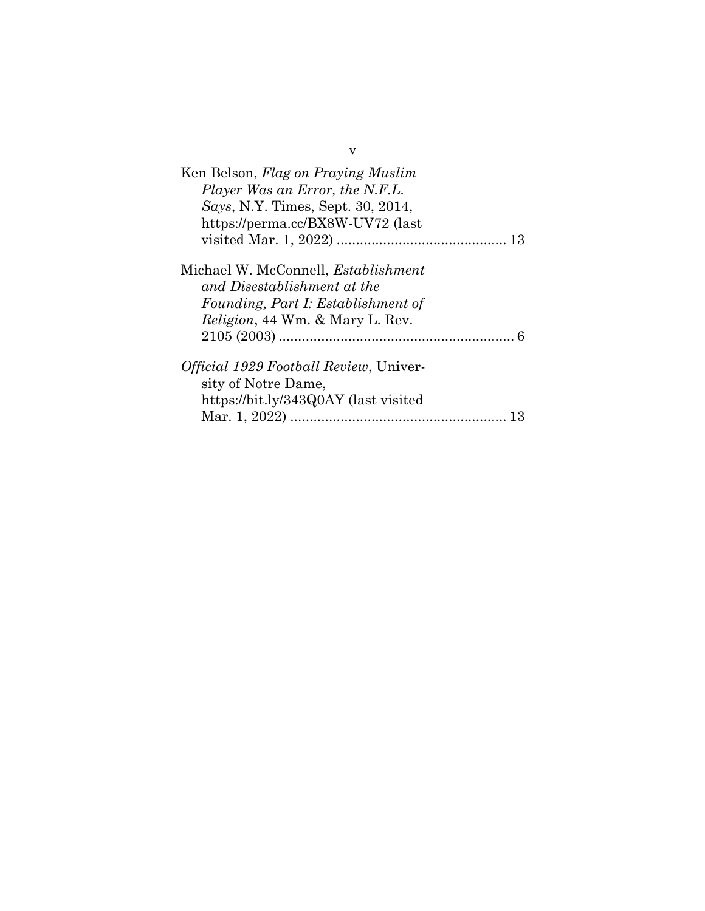Ken Belson, *Flag on Praying Muslim Player Was an Error, the N.F.L. Says*, N.Y. Times, Sept. 30, 2014, https://perma.cc/BX8W-UV72 (last visited Mar. 1, 2022) ............................................ 13

Michael W. McConnell, *Establishment and Disestablishment at the Founding, Part I: Establishment of Religion*, 44 Wm. & Mary L. Rev. 2105 (2003) ............................................................. 6

*Official 1929 Football Review*, University of Notre Dame, https://bit.ly/343Q0AY (last visited Mar. 1, 2022) ........................................................ 13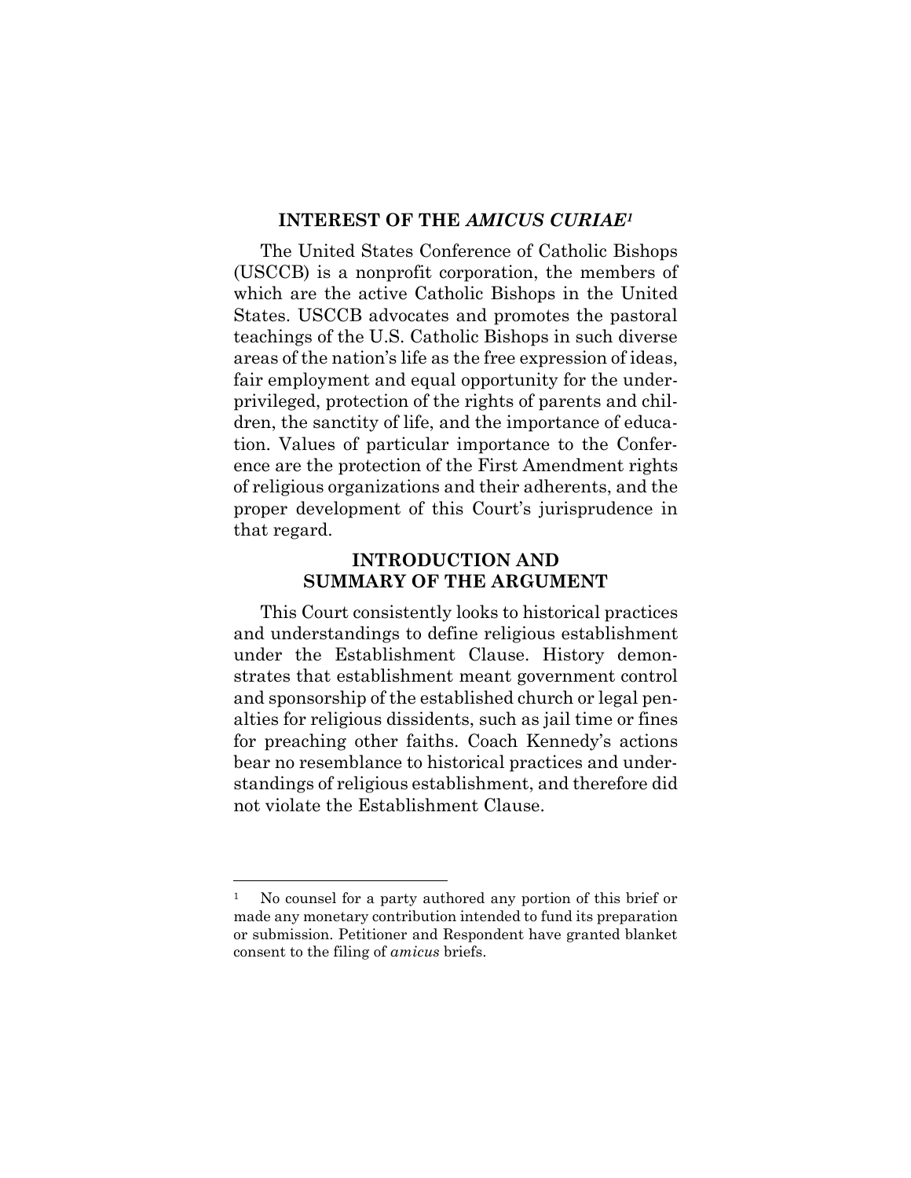## INTEREST OF THE *AMICUS CURIAE*[1]

The United States Conference of Catholic Bishops (USCCB) is a nonprofit corporation, the members of which are the active Catholic Bishops in the United States. USCCB advocates and promotes the pastoral teachings of the U.S. Catholic Bishops in such diverse areas of the nation's life as the free expression of ideas, fair employment and equal opportunity for the underprivileged, protection of the rights of parents and children, the sanctity of life, and the importance of education. Values of particular importance to the Conference are the protection of the First Amendment rights of religious organizations and their adherents, and the proper development of this Court's jurisprudence in that regard.

## INTRODUCTION AND SUMMARY OF THE ARGUMENT

This Court consistently looks to historical practices and understandings to define religious establishment under the Establishment Clause. History demonstrates that establishment meant government control and sponsorship of the established church or legal penalties for religious dissidents, such as jail time or fines for preaching other faiths. Coach Kennedy's actions bear no resemblance to historical practices and understandings of religious establishment, and therefore did not violate the Establishment Clause.

---

[1] No counsel for a party authored any portion of this brief or made any monetary contribution intended to fund its preparation or submission. Petitioner and Respondent have granted blanket consent to the filing of *amicus* briefs.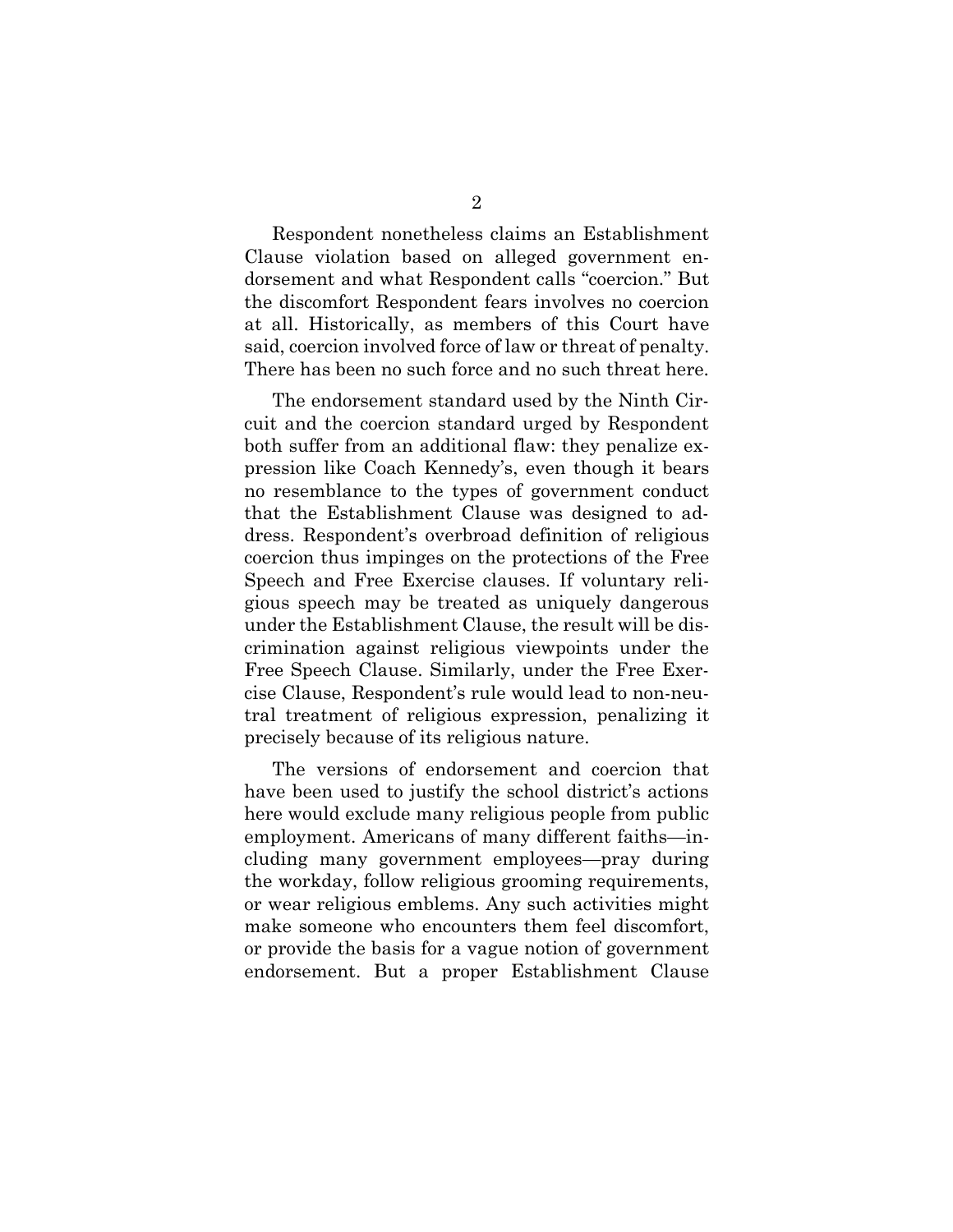Respondent nonetheless claims an Establishment Clause violation based on alleged government endorsement and what Respondent calls "coercion." But the discomfort Respondent fears involves no coercion at all. Historically, as members of this Court have said, coercion involved force of law or threat of penalty. There has been no such force and no such threat here.

The endorsement standard used by the Ninth Circuit and the coercion standard urged by Respondent both suffer from an additional flaw: they penalize expression like Coach Kennedy's, even though it bears no resemblance to the types of government conduct that the Establishment Clause was designed to address. Respondent's overbroad definition of religious coercion thus impinges on the protections of the Free Speech and Free Exercise clauses. If voluntary religious speech may be treated as uniquely dangerous under the Establishment Clause, the result will be discrimination against religious viewpoints under the Free Speech Clause. Similarly, under the Free Exercise Clause, Respondent's rule would lead to non-neutral treatment of religious expression, penalizing it precisely because of its religious nature.

The versions of endorsement and coercion that have been used to justify the school district's actions here would exclude many religious people from public employment. Americans of many different faiths—including many government employees—pray during the workday, follow religious grooming requirements, or wear religious emblems. Any such activities might make someone who encounters them feel discomfort, or provide the basis for a vague notion of government endorsement. But a proper Establishment Clause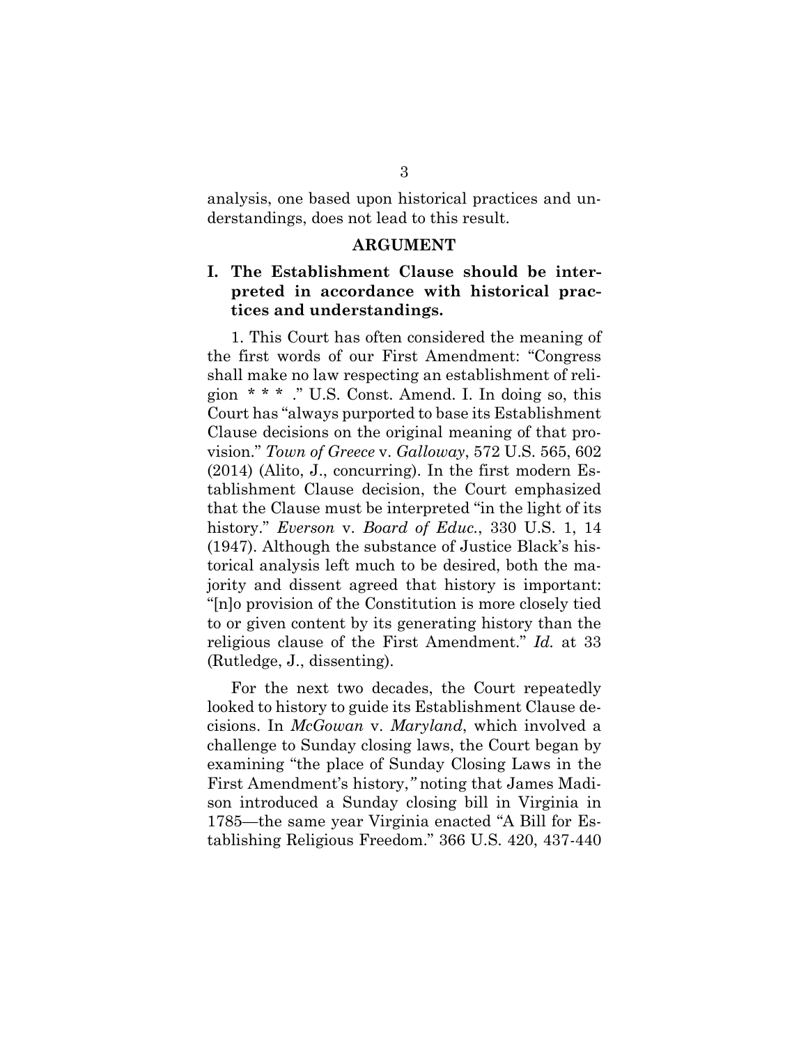analysis, one based upon historical practices and understandings, does not lead to this result.

## ARGUMENT

### I. The Establishment Clause should be interpreted in accordance with historical practices and understandings.

1. This Court has often considered the meaning of the first words of our First Amendment: "Congress shall make no law respecting an establishment of religion * * * ." U.S. Const. Amend. I. In doing so, this Court has "always purported to base its Establishment Clause decisions on the original meaning of that provision." *Town of Greece* v. *Galloway*, 572 U.S. 565, 602 (2014) (Alito, J., concurring). In the first modern Establishment Clause decision, the Court emphasized that the Clause must be interpreted "in the light of its history." *Everson* v. *Board of Educ.*, 330 U.S. 1, 14 (1947). Although the substance of Justice Black's historical analysis left much to be desired, both the majority and dissent agreed that history is important: "[n]o provision of the Constitution is more closely tied to or given content by its generating history than the religious clause of the First Amendment." *Id.* at 33 (Rutledge, J., dissenting).

For the next two decades, the Court repeatedly looked to history to guide its Establishment Clause decisions. In *McGowan* v. *Maryland*, which involved a challenge to Sunday closing laws, the Court began by examining "the place of Sunday Closing Laws in the First Amendment's history," noting that James Madison introduced a Sunday closing bill in Virginia in 1785—the same year Virginia enacted "A Bill for Establishing Religious Freedom." 366 U.S. 420, 437-440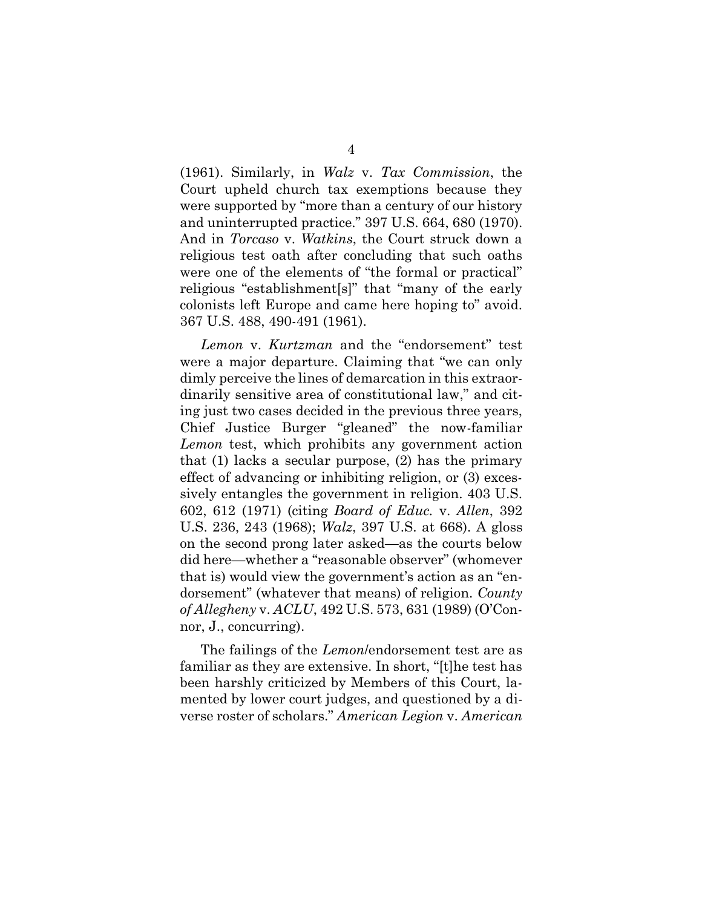(1961). Similarly, in *Walz* v. *Tax Commission*, the Court upheld church tax exemptions because they were supported by "more than a century of our history and uninterrupted practice." 397 U.S. 664, 680 (1970). And in *Torcaso* v. *Watkins*, the Court struck down a religious test oath after concluding that such oaths were one of the elements of "the formal or practical" religious "establishment[s]" that "many of the early colonists left Europe and came here hoping to" avoid. 367 U.S. 488, 490-491 (1961).

*Lemon* v. *Kurtzman* and the "endorsement" test were a major departure. Claiming that "we can only dimly perceive the lines of demarcation in this extraordinarily sensitive area of constitutional law," and citing just two cases decided in the previous three years, Chief Justice Burger "gleaned" the now-familiar *Lemon* test, which prohibits any government action that (1) lacks a secular purpose, (2) has the primary effect of advancing or inhibiting religion, or (3) excessively entangles the government in religion. 403 U.S. 602, 612 (1971) (citing *Board of Educ.* v. *Allen*, 392 U.S. 236, 243 (1968); *Walz*, 397 U.S. at 668). A gloss on the second prong later asked—as the courts below did here—whether a "reasonable observer" (whomever that is) would view the government's action as an "endorsement" (whatever that means) of religion. *County of Allegheny* v. *ACLU*, 492 U.S. 573, 631 (1989) (O'Connor, J., concurring).

The failings of the *Lemon*/endorsement test are as familiar as they are extensive. In short, "[t]he test has been harshly criticized by Members of this Court, lamented by lower court judges, and questioned by a diverse roster of scholars." *American Legion* v. *American*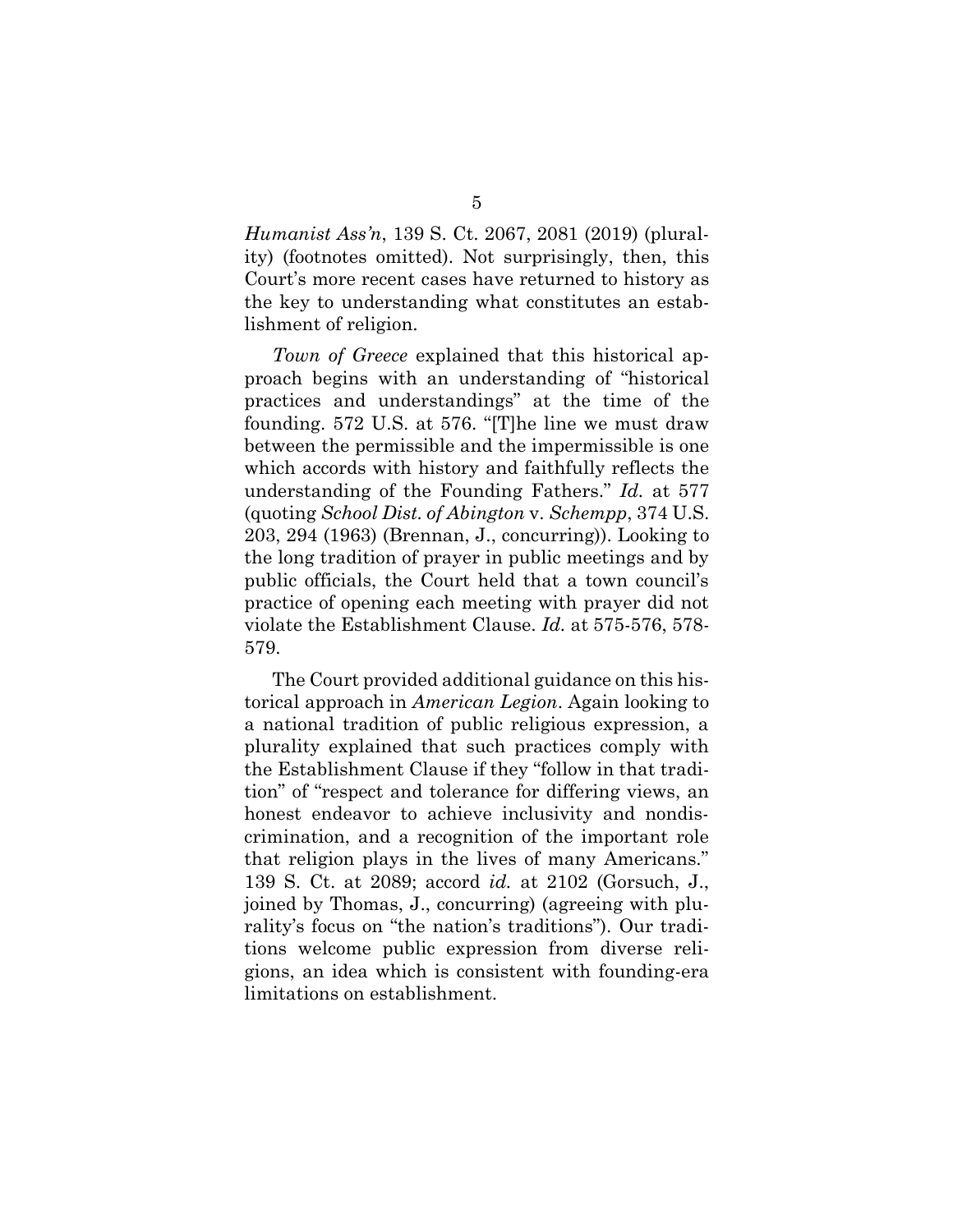*Humanist Ass'n*, 139 S. Ct. 2067, 2081 (2019) (plurality) (footnotes omitted). Not surprisingly, then, this Court's more recent cases have returned to history as the key to understanding what constitutes an establishment of religion.

*Town of Greece* explained that this historical approach begins with an understanding of "historical practices and understandings" at the time of the founding. 572 U.S. at 576. "[T]he line we must draw between the permissible and the impermissible is one which accords with history and faithfully reflects the understanding of the Founding Fathers." *Id.* at 577 (quoting *School Dist. of Abington* v. *Schempp*, 374 U.S. 203, 294 (1963) (Brennan, J., concurring)). Looking to the long tradition of prayer in public meetings and by public officials, the Court held that a town council's practice of opening each meeting with prayer did not violate the Establishment Clause. *Id.* at 575-576, 578-579.

The Court provided additional guidance on this historical approach in *American Legion*. Again looking to a national tradition of public religious expression, a plurality explained that such practices comply with the Establishment Clause if they "follow in that tradition" of "respect and tolerance for differing views, an honest endeavor to achieve inclusivity and nondiscrimination, and a recognition of the important role that religion plays in the lives of many Americans." 139 S. Ct. at 2089; accord *id.* at 2102 (Gorsuch, J., joined by Thomas, J., concurring) (agreeing with plurality's focus on "the nation's traditions"). Our traditions welcome public expression from diverse religions, an idea which is consistent with founding-era limitations on establishment.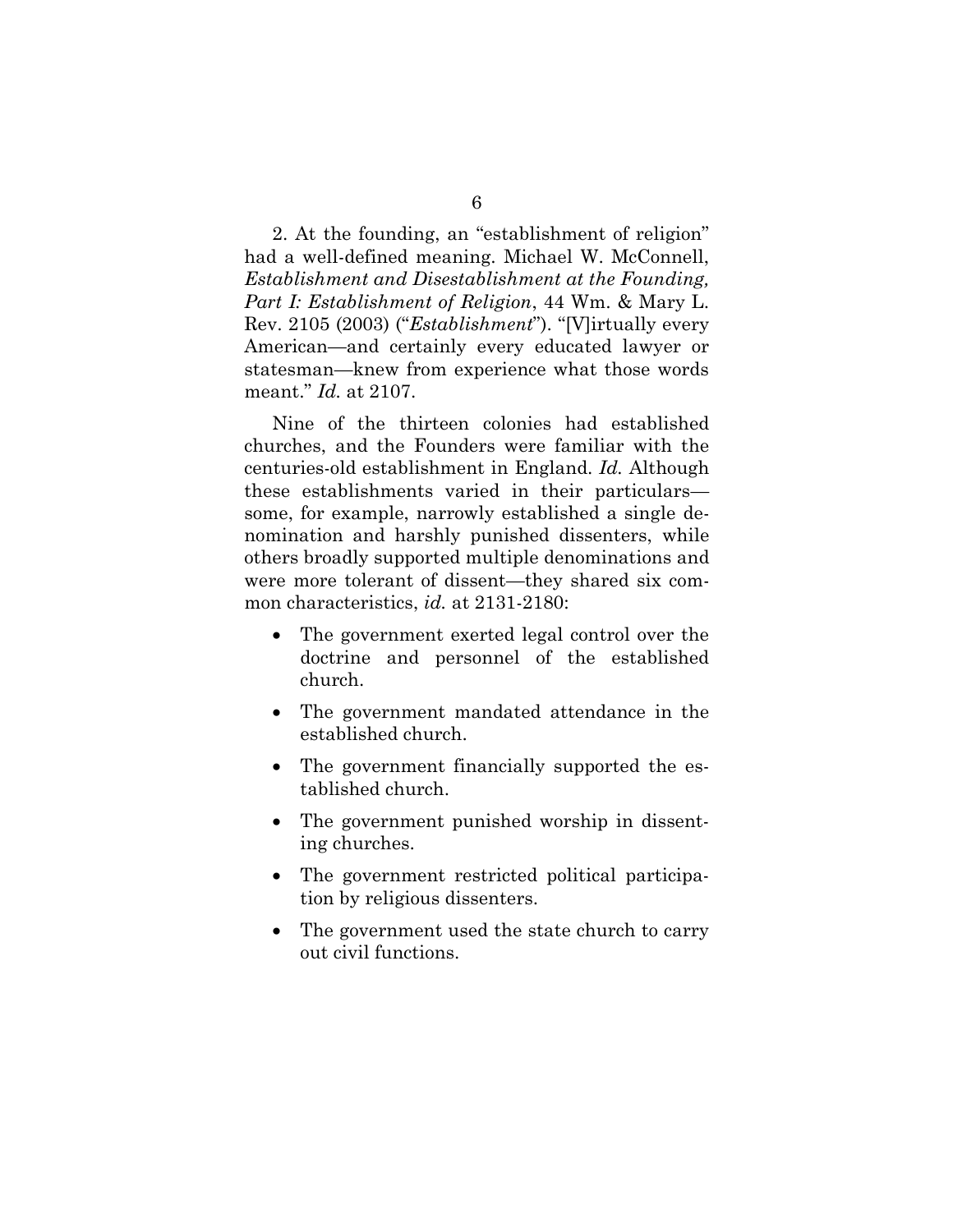2. At the founding, an "establishment of religion" had a well-defined meaning. Michael W. McConnell, *Establishment and Disestablishment at the Founding, Part I: Establishment of Religion*, 44 Wm. & Mary L. Rev. 2105 (2003) ("*Establishment*"). "[V]irtually every American—and certainly every educated lawyer or statesman—knew from experience what those words meant." *Id.* at 2107.

Nine of the thirteen colonies had established churches, and the Founders were familiar with the centuries-old establishment in England. *Id.* Although these establishments varied in their particulars—some, for example, narrowly established a single denomination and harshly punished dissenters, while others broadly supported multiple denominations and were more tolerant of dissent—they shared six common characteristics, *id.* at 2131-2180:

- The government exerted legal control over the doctrine and personnel of the established church.
- The government mandated attendance in the established church.
- The government financially supported the established church.
- The government punished worship in dissenting churches.
- The government restricted political participation by religious dissenters.
- The government used the state church to carry out civil functions.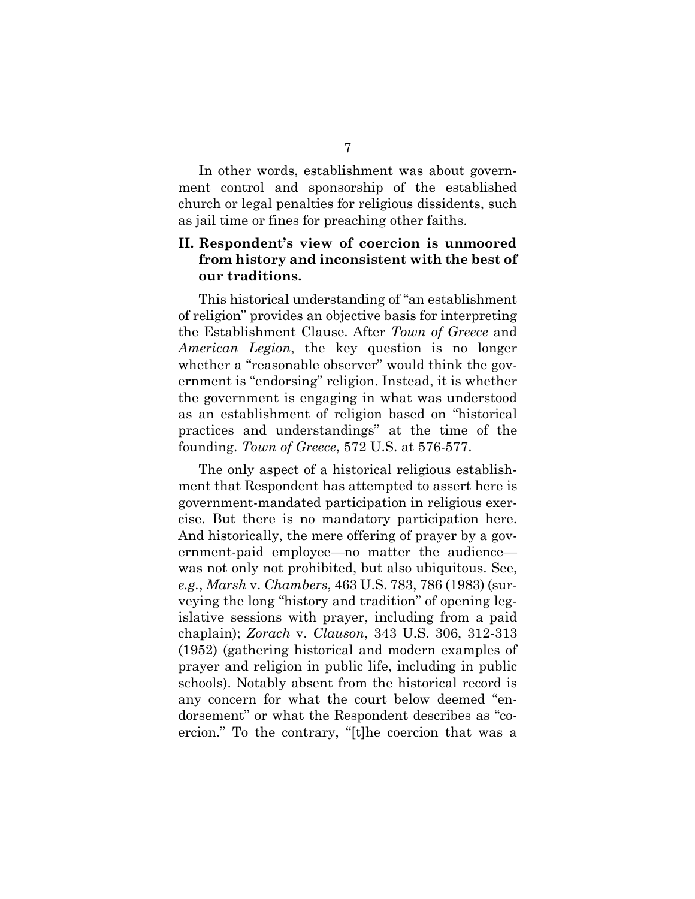In other words, establishment was about government control and sponsorship of the established church or legal penalties for religious dissidents, such as jail time or fines for preaching other faiths.

## II. Respondent's view of coercion is unmoored from history and inconsistent with the best of our traditions.

This historical understanding of "an establishment of religion" provides an objective basis for interpreting the Establishment Clause. After *Town of Greece* and *American Legion*, the key question is no longer whether a "reasonable observer" would think the government is "endorsing" religion. Instead, it is whether the government is engaging in what was understood as an establishment of religion based on "historical practices and understandings" at the time of the founding. *Town of Greece*, 572 U.S. at 576-577.

The only aspect of a historical religious establishment that Respondent has attempted to assert here is government-mandated participation in religious exercise. But there is no mandatory participation here. And historically, the mere offering of prayer by a government-paid employee—no matter the audience—was not only not prohibited, but also ubiquitous. See, *e.g.*, *Marsh* v. *Chambers*, 463 U.S. 783, 786 (1983) (surveying the long "history and tradition" of opening legislative sessions with prayer, including from a paid chaplain); *Zorach* v. *Clauson*, 343 U.S. 306, 312-313 (1952) (gathering historical and modern examples of prayer and religion in public life, including in public schools). Notably absent from the historical record is any concern for what the court below deemed "endorsement" or what the Respondent describes as "coercion." To the contrary, "[t]he coercion that was a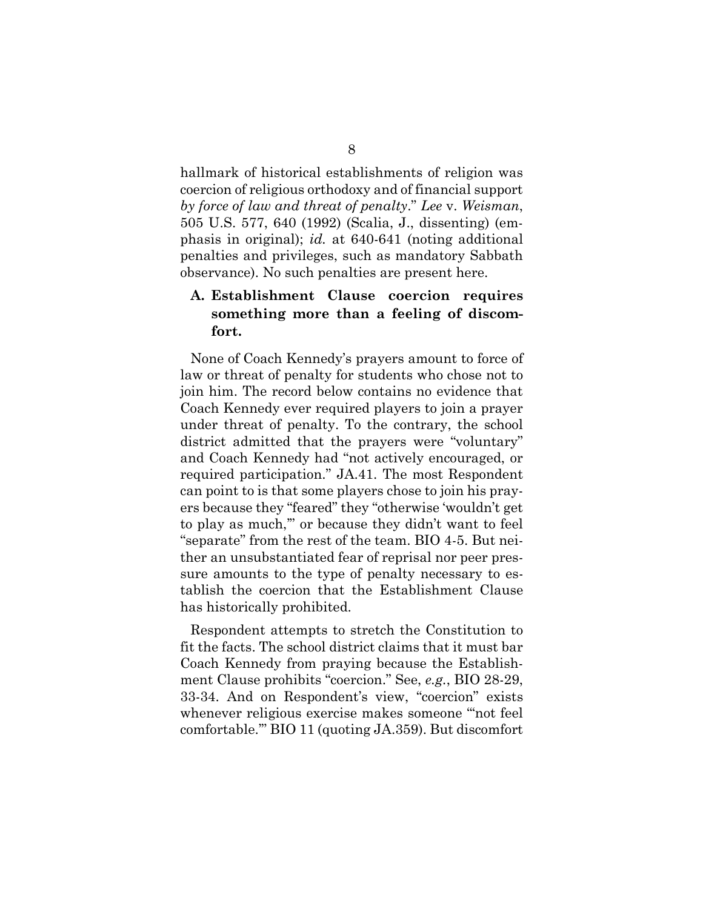hallmark of historical establishments of religion was coercion of religious orthodoxy and of financial support *by force of law and threat of penalty*." *Lee* v. *Weisman*, 505 U.S. 577, 640 (1992) (Scalia, J., dissenting) (emphasis in original); *id.* at 640-641 (noting additional penalties and privileges, such as mandatory Sabbath observance). No such penalties are present here.

### A. Establishment Clause coercion requires something more than a feeling of discomfort.

None of Coach Kennedy's prayers amount to force of law or threat of penalty for students who chose not to join him. The record below contains no evidence that Coach Kennedy ever required players to join a prayer under threat of penalty. To the contrary, the school district admitted that the prayers were "voluntary" and Coach Kennedy had "not actively encouraged, or required participation." JA.41. The most Respondent can point to is that some players chose to join his prayers because they "feared" they "otherwise 'wouldn't get to play as much,'" or because they didn't want to feel "separate" from the rest of the team. BIO 4-5. But neither an unsubstantiated fear of reprisal nor peer pressure amounts to the type of penalty necessary to establish the coercion that the Establishment Clause has historically prohibited.

Respondent attempts to stretch the Constitution to fit the facts. The school district claims that it must bar Coach Kennedy from praying because the Establishment Clause prohibits "coercion." See, *e.g.*, BIO 28-29, 33-34. And on Respondent's view, "coercion" exists whenever religious exercise makes someone "'not feel comfortable.'" BIO 11 (quoting JA.359). But discomfort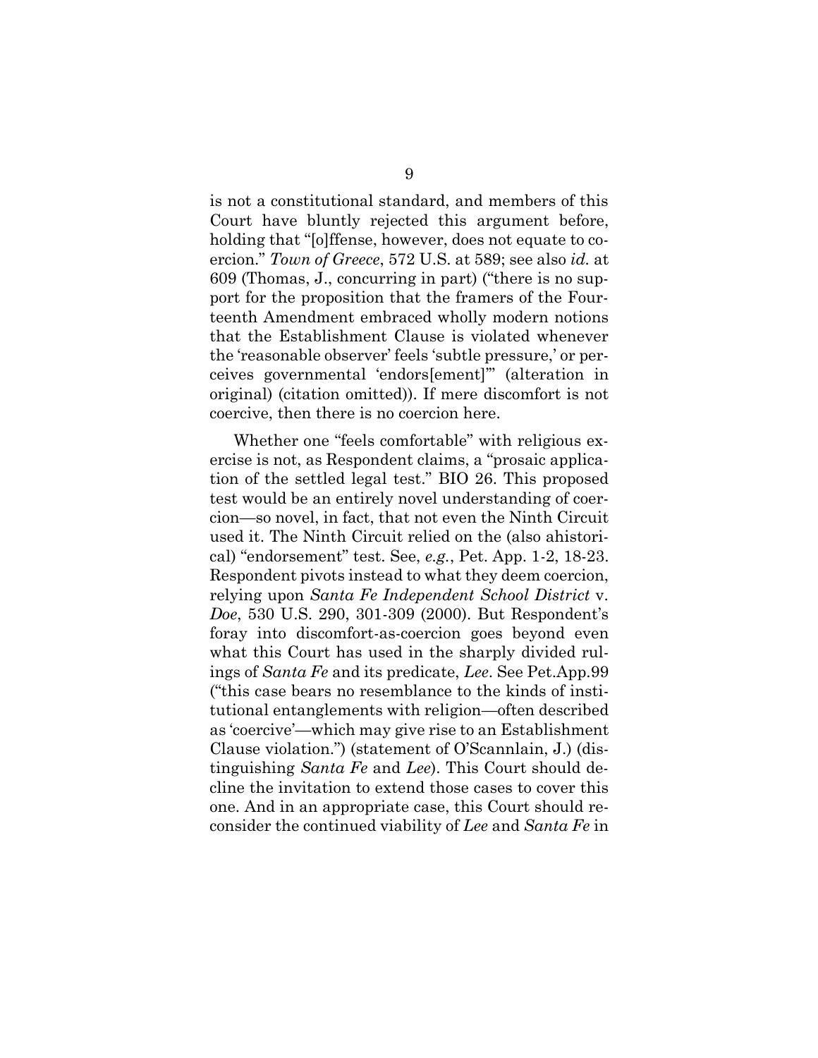is not a constitutional standard, and members of this Court have bluntly rejected this argument before, holding that "[o]ffense, however, does not equate to coercion." *Town of Greece*, 572 U.S. at 589; see also *id.* at 609 (Thomas, J., concurring in part) ("there is no support for the proposition that the framers of the Fourteenth Amendment embraced wholly modern notions that the Establishment Clause is violated whenever the 'reasonable observer' feels 'subtle pressure,' or perceives governmental 'endors[ement]'" (alteration in original) (citation omitted)). If mere discomfort is not coercive, then there is no coercion here.

Whether one "feels comfortable" with religious exercise is not, as Respondent claims, a "prosaic application of the settled legal test." BIO 26. This proposed test would be an entirely novel understanding of coercion—so novel, in fact, that not even the Ninth Circuit used it. The Ninth Circuit relied on the (also ahistorical) "endorsement" test. See, *e.g.*, Pet. App. 1-2, 18-23. Respondent pivots instead to what they deem coercion, relying upon *Santa Fe Independent School District* v. *Doe*, 530 U.S. 290, 301-309 (2000). But Respondent's foray into discomfort-as-coercion goes beyond even what this Court has used in the sharply divided rulings of *Santa Fe* and its predicate, *Lee*. See Pet.App.99 ("this case bears no resemblance to the kinds of institutional entanglements with religion—often described as 'coercive'—which may give rise to an Establishment Clause violation.") (statement of O'Scannlain, J.) (distinguishing *Santa Fe* and *Lee*). This Court should decline the invitation to extend those cases to cover this one. And in an appropriate case, this Court should reconsider the continued viability of *Lee* and *Santa Fe* in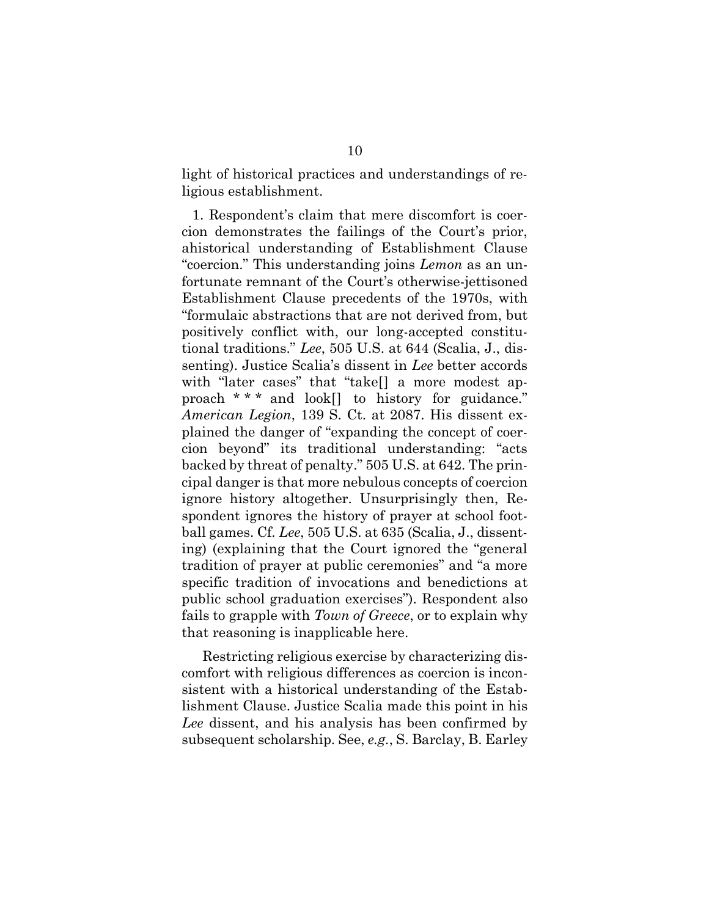light of historical practices and understandings of religious establishment.

1. Respondent's claim that mere discomfort is coercion demonstrates the failings of the Court's prior, ahistorical understanding of Establishment Clause "coercion." This understanding joins *Lemon* as an unfortunate remnant of the Court's otherwise-jettisoned Establishment Clause precedents of the 1970s, with "formulaic abstractions that are not derived from, but positively conflict with, our long-accepted constitutional traditions." *Lee*, 505 U.S. at 644 (Scalia, J., dissenting). Justice Scalia's dissent in *Lee* better accords with "later cases" that "take[] a more modest approach * * * and look[] to history for guidance." *American Legion*, 139 S. Ct. at 2087. His dissent explained the danger of "expanding the concept of coercion beyond" its traditional understanding: "acts backed by threat of penalty." 505 U.S. at 642. The principal danger is that more nebulous concepts of coercion ignore history altogether. Unsurprisingly then, Respondent ignores the history of prayer at school football games. Cf. *Lee*, 505 U.S. at 635 (Scalia, J., dissenting) (explaining that the Court ignored the "general tradition of prayer at public ceremonies" and "a more specific tradition of invocations and benedictions at public school graduation exercises"). Respondent also fails to grapple with *Town of Greece*, or to explain why that reasoning is inapplicable here.

Restricting religious exercise by characterizing discomfort with religious differences as coercion is inconsistent with a historical understanding of the Establishment Clause. Justice Scalia made this point in his *Lee* dissent, and his analysis has been confirmed by subsequent scholarship. See, *e.g.*, S. Barclay, B. Earley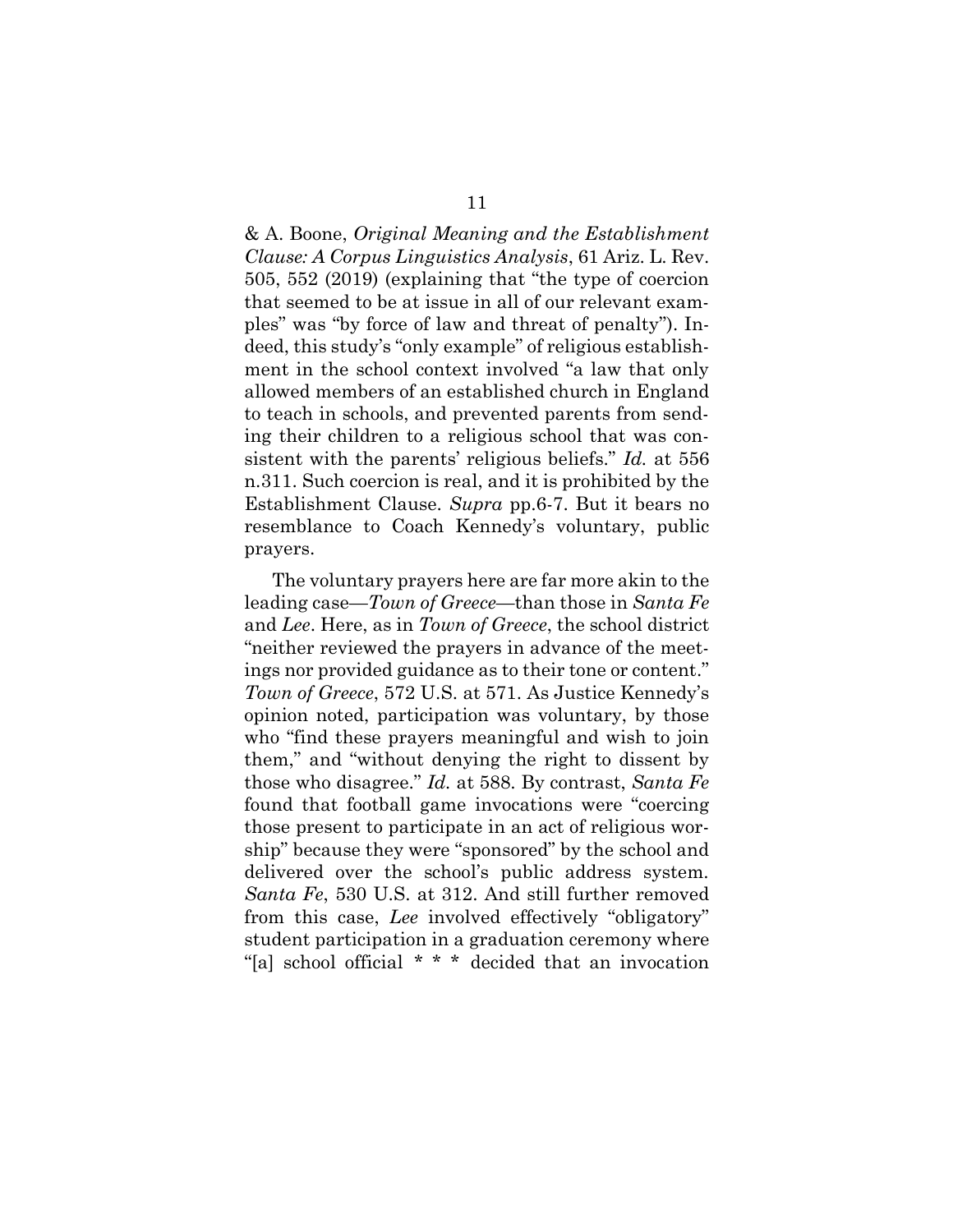& A. Boone, *Original Meaning and the Establishment Clause: A Corpus Linguistics Analysis*, 61 Ariz. L. Rev. 505, 552 (2019) (explaining that "the type of coercion that seemed to be at issue in all of our relevant examples" was "by force of law and threat of penalty"). Indeed, this study's "only example" of religious establishment in the school context involved "a law that only allowed members of an established church in England to teach in schools, and prevented parents from sending their children to a religious school that was consistent with the parents' religious beliefs." *Id.* at 556 n.311. Such coercion is real, and it is prohibited by the Establishment Clause. *Supra* pp.6-7. But it bears no resemblance to Coach Kennedy's voluntary, public prayers.

The voluntary prayers here are far more akin to the leading case—*Town of Greece*—than those in *Santa Fe* and *Lee*. Here, as in *Town of Greece*, the school district "neither reviewed the prayers in advance of the meetings nor provided guidance as to their tone or content." *Town of Greece*, 572 U.S. at 571. As Justice Kennedy's opinion noted, participation was voluntary, by those who "find these prayers meaningful and wish to join them," and "without denying the right to dissent by those who disagree." *Id.* at 588. By contrast, *Santa Fe* found that football game invocations were "coercing those present to participate in an act of religious worship" because they were "sponsored" by the school and delivered over the school's public address system. *Santa Fe*, 530 U.S. at 312. And still further removed from this case, *Lee* involved effectively "obligatory" student participation in a graduation ceremony where "[a] school official * * * decided that an invocation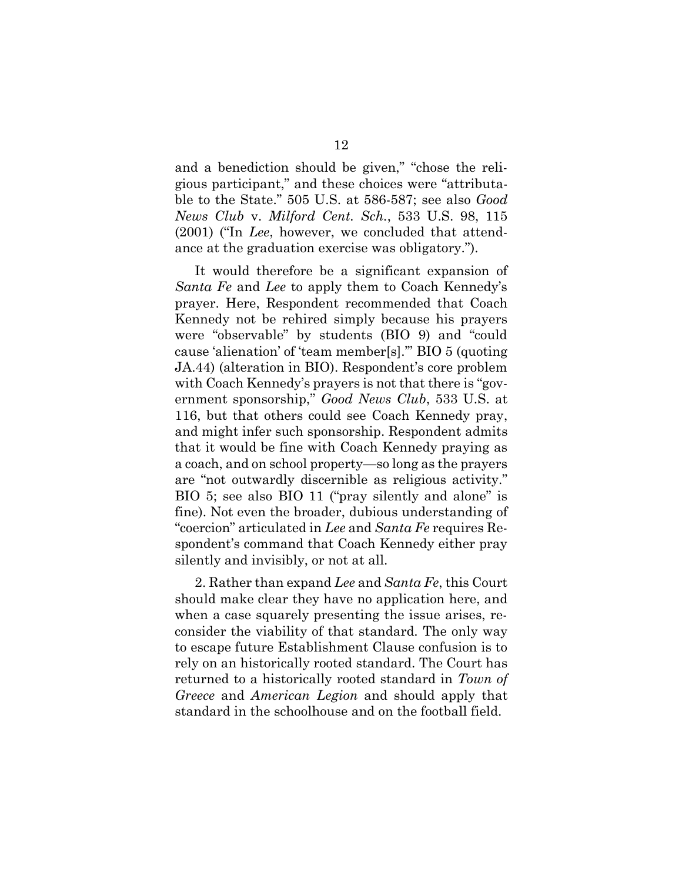and a benediction should be given," "chose the religious participant," and these choices were "attributable to the State." 505 U.S. at 586-587; see also *Good News Club* v. *Milford Cent. Sch.*, 533 U.S. 98, 115 (2001) ("In *Lee*, however, we concluded that attendance at the graduation exercise was obligatory.").

It would therefore be a significant expansion of *Santa Fe* and *Lee* to apply them to Coach Kennedy's prayer. Here, Respondent recommended that Coach Kennedy not be rehired simply because his prayers were "observable" by students (BIO 9) and "could cause 'alienation' of 'team member[s].'" BIO 5 (quoting JA.44) (alteration in BIO). Respondent's core problem with Coach Kennedy's prayers is not that there is "government sponsorship," *Good News Club*, 533 U.S. at 116, but that others could see Coach Kennedy pray, and might infer such sponsorship. Respondent admits that it would be fine with Coach Kennedy praying as a coach, and on school property—so long as the prayers are "not outwardly discernible as religious activity." BIO 5; see also BIO 11 ("pray silently and alone" is fine). Not even the broader, dubious understanding of "coercion" articulated in *Lee* and *Santa Fe* requires Respondent's command that Coach Kennedy either pray silently and invisibly, or not at all.

2. Rather than expand *Lee* and *Santa Fe*, this Court should make clear they have no application here, and when a case squarely presenting the issue arises, reconsider the viability of that standard. The only way to escape future Establishment Clause confusion is to rely on an historically rooted standard. The Court has returned to a historically rooted standard in *Town of Greece* and *American Legion* and should apply that standard in the schoolhouse and on the football field.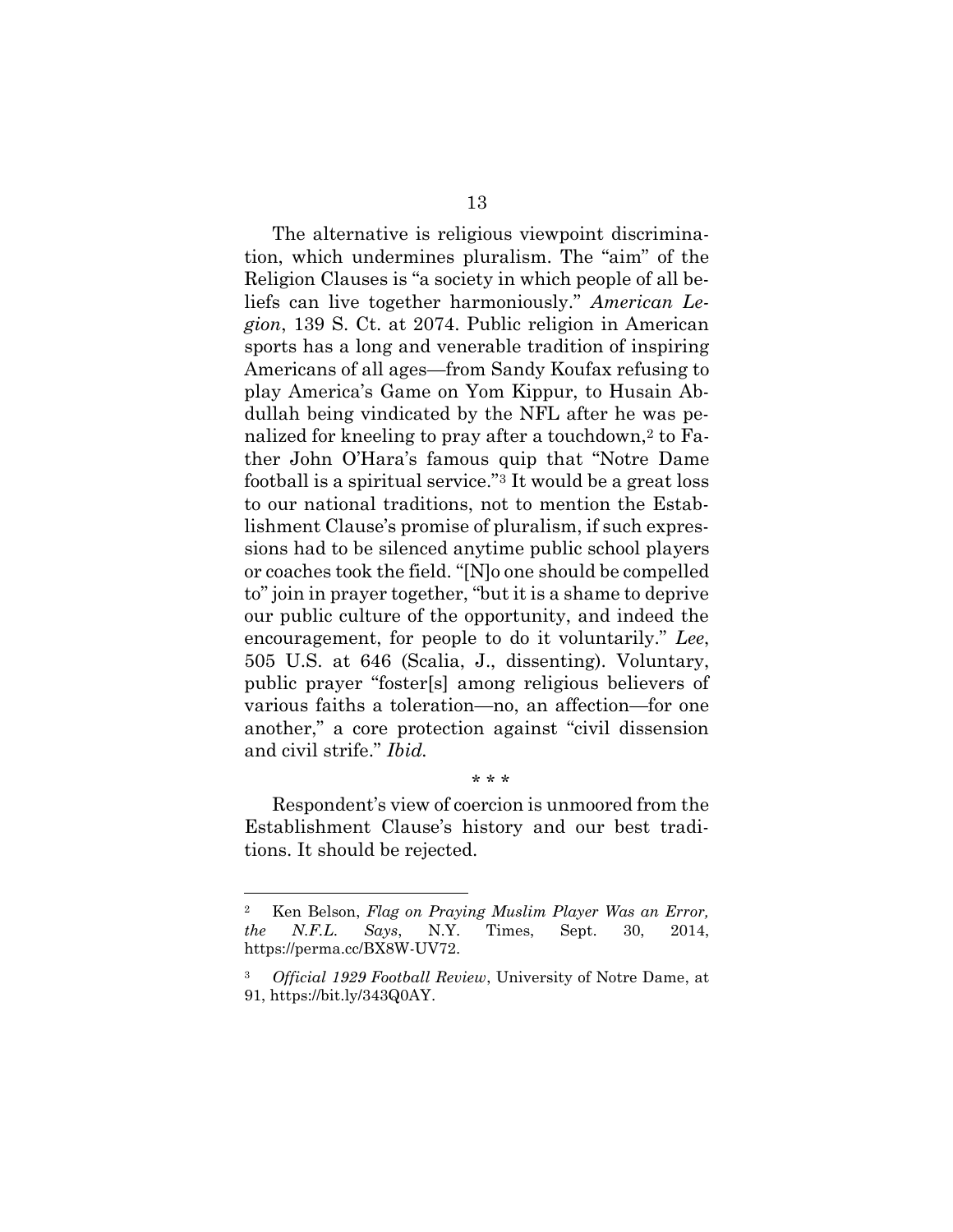The alternative is religious viewpoint discrimination, which undermines pluralism. The "aim" of the Religion Clauses is "a society in which people of all beliefs can live together harmoniously." *American Legion*, 139 S. Ct. at 2074. Public religion in American sports has a long and venerable tradition of inspiring Americans of all ages—from Sandy Koufax refusing to play America's Game on Yom Kippur, to Husain Abdullah being vindicated by the NFL after he was penalized for kneeling to pray after a touchdown,[2] to Father John O'Hara's famous quip that "Notre Dame football is a spiritual service."[3] It would be a great loss to our national traditions, not to mention the Establishment Clause's promise of pluralism, if such expressions had to be silenced anytime public school players or coaches took the field. "[N]o one should be compelled to" join in prayer together, "but it is a shame to deprive our public culture of the opportunity, and indeed the encouragement, for people to do it voluntarily." *Lee*, 505 U.S. at 646 (Scalia, J., dissenting). Voluntary, public prayer "foster[s] among religious believers of various faiths a toleration—no, an affection—for one another," a core protection against "civil dissension and civil strife." *Ibid.*

\* \* \*

Respondent's view of coercion is unmoored from the Establishment Clause's history and our best traditions. It should be rejected.

---

[2] Ken Belson, *Flag on Praying Muslim Player Was an Error, the N.F.L. Says*, N.Y. Times, Sept. 30, 2014, https://perma.cc/BX8W-UV72.

[3] *Official 1929 Football Review*, University of Notre Dame, at 91, https://bit.ly/343Q0AY.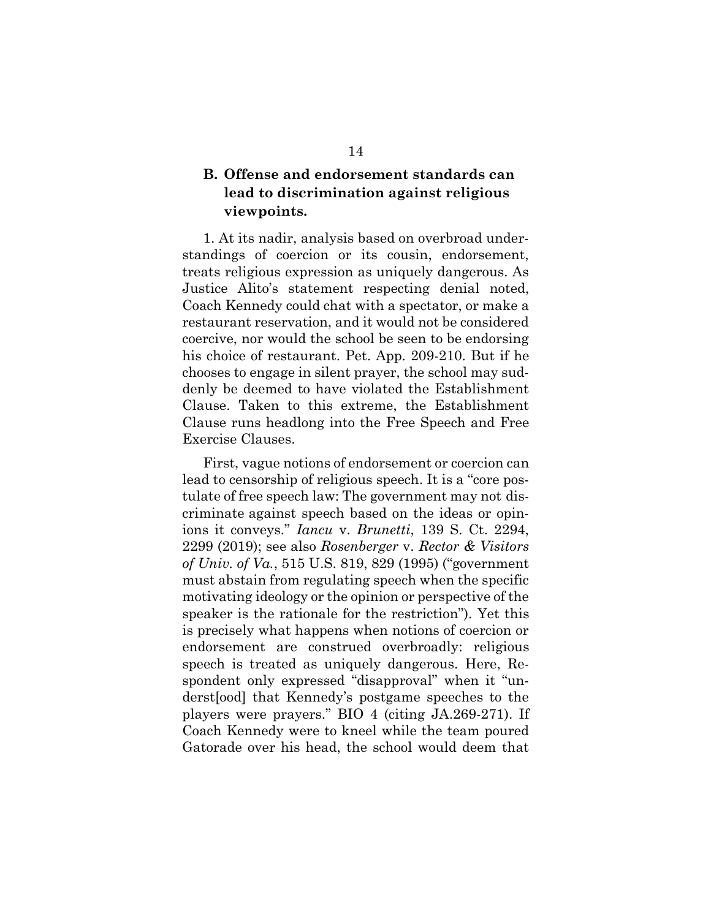### B. Offense and endorsement standards can lead to discrimination against religious viewpoints.

1. At its nadir, analysis based on overbroad understandings of coercion or its cousin, endorsement, treats religious expression as uniquely dangerous. As Justice Alito's statement respecting denial noted, Coach Kennedy could chat with a spectator, or make a restaurant reservation, and it would not be considered coercive, nor would the school be seen to be endorsing his choice of restaurant. Pet. App. 209-210. But if he chooses to engage in silent prayer, the school may suddenly be deemed to have violated the Establishment Clause. Taken to this extreme, the Establishment Clause runs headlong into the Free Speech and Free Exercise Clauses.

First, vague notions of endorsement or coercion can lead to censorship of religious speech. It is a "core postulate of free speech law: The government may not discriminate against speech based on the ideas or opinions it conveys." *Iancu* v. *Brunetti*, 139 S. Ct. 2294, 2299 (2019); see also *Rosenberger* v. *Rector & Visitors of Univ. of Va.*, 515 U.S. 819, 829 (1995) ("government must abstain from regulating speech when the specific motivating ideology or the opinion or perspective of the speaker is the rationale for the restriction"). Yet this is precisely what happens when notions of coercion or endorsement are construed overbroadly: religious speech is treated as uniquely dangerous. Here, Respondent only expressed "disapproval" when it "underst[ood] that Kennedy's postgame speeches to the players were prayers." BIO 4 (citing JA.269-271). If Coach Kennedy were to kneel while the team poured Gatorade over his head, the school would deem that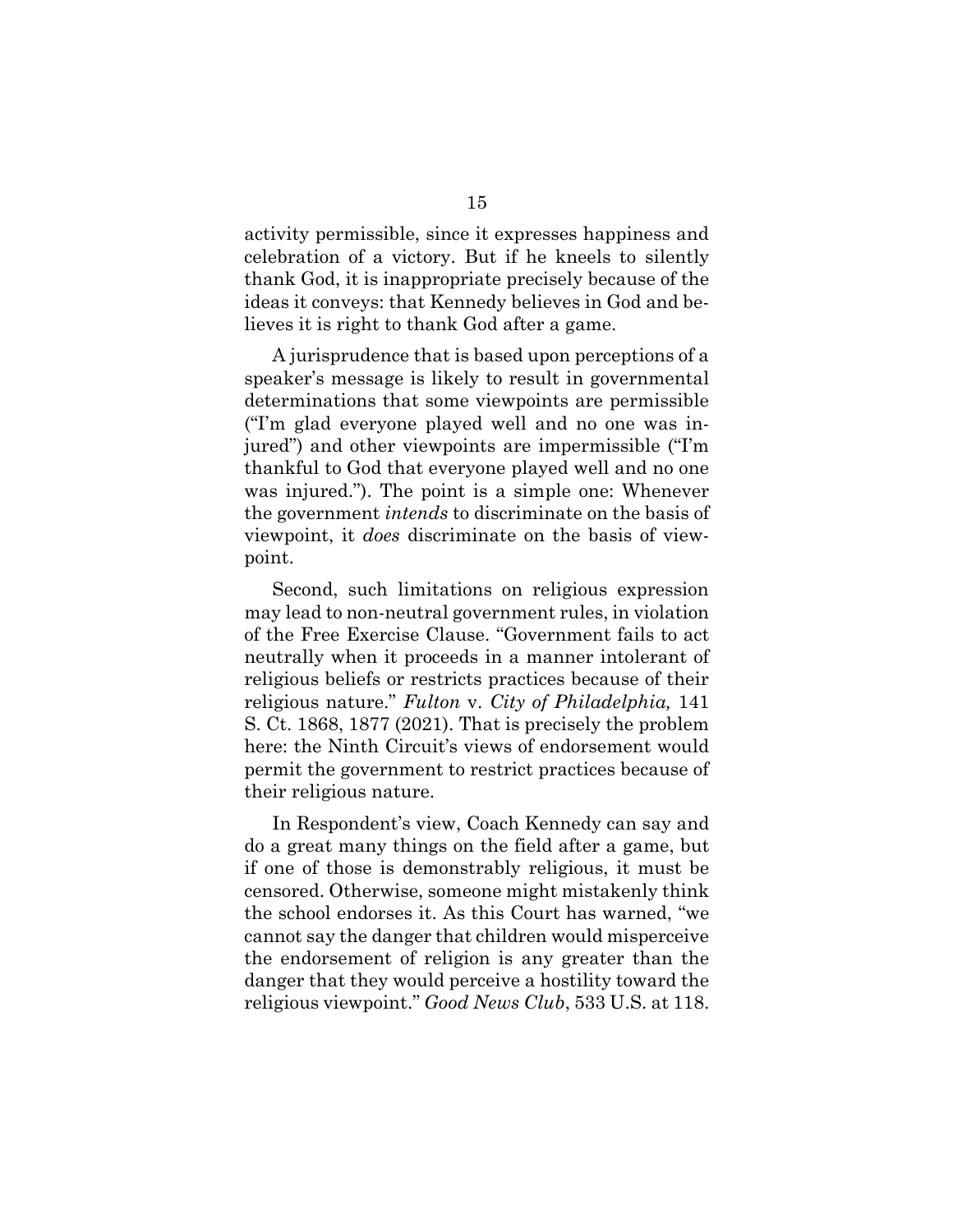activity permissible, since it expresses happiness and celebration of a victory. But if he kneels to silently thank God, it is inappropriate precisely because of the ideas it conveys: that Kennedy believes in God and believes it is right to thank God after a game.

A jurisprudence that is based upon perceptions of a speaker's message is likely to result in governmental determinations that some viewpoints are permissible ("I'm glad everyone played well and no one was injured") and other viewpoints are impermissible ("I'm thankful to God that everyone played well and no one was injured."). The point is a simple one: Whenever the government *intends* to discriminate on the basis of viewpoint, it *does* discriminate on the basis of viewpoint.

Second, such limitations on religious expression may lead to non-neutral government rules, in violation of the Free Exercise Clause. "Government fails to act neutrally when it proceeds in a manner intolerant of religious beliefs or restricts practices because of their religious nature." *Fulton* v. *City of Philadelphia,* 141 S. Ct. 1868, 1877 (2021). That is precisely the problem here: the Ninth Circuit's views of endorsement would permit the government to restrict practices because of their religious nature.

In Respondent's view, Coach Kennedy can say and do a great many things on the field after a game, but if one of those is demonstrably religious, it must be censored. Otherwise, someone might mistakenly think the school endorses it. As this Court has warned, "we cannot say the danger that children would misperceive the endorsement of religion is any greater than the danger that they would perceive a hostility toward the religious viewpoint." *Good News Club*, 533 U.S. at 118.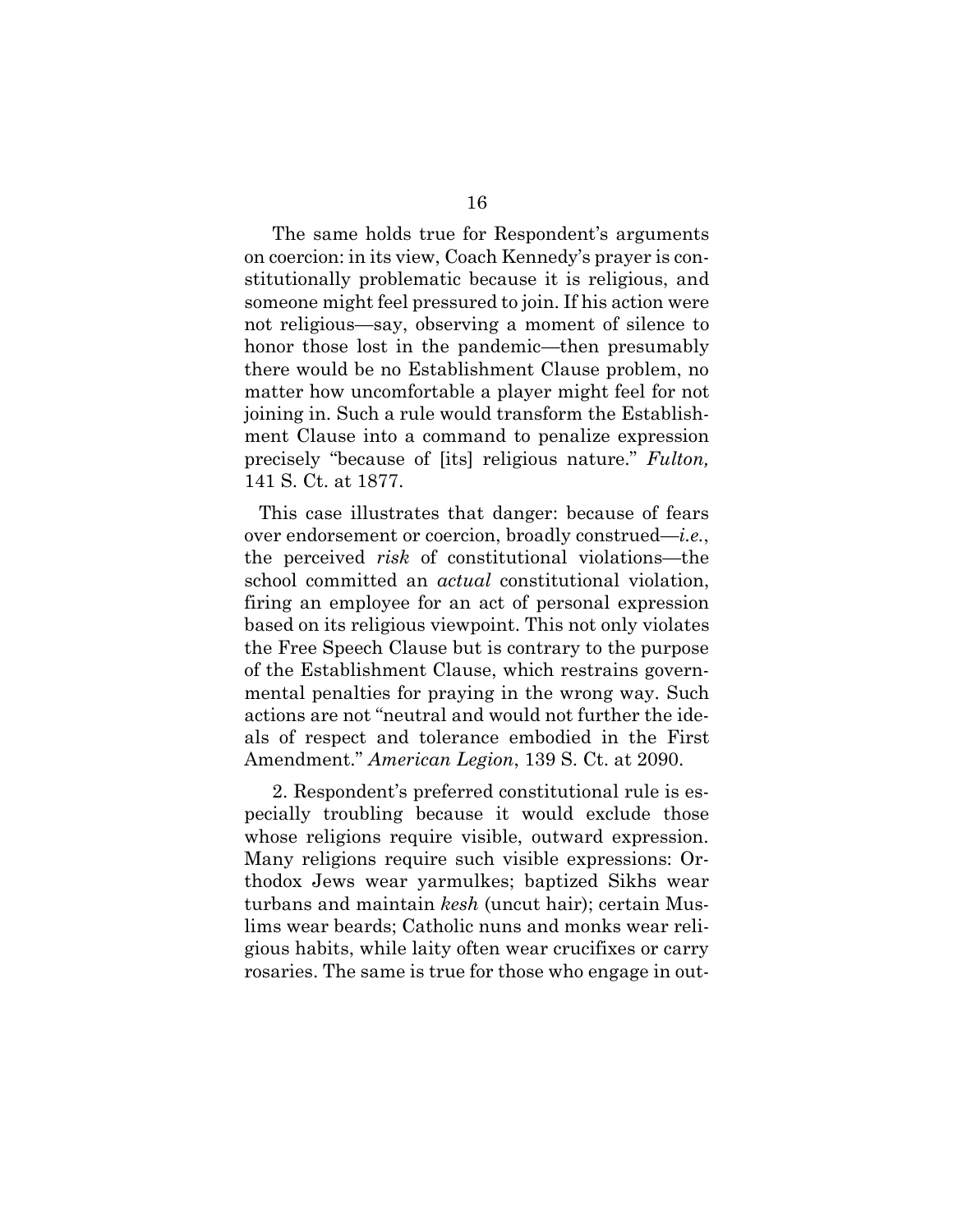The same holds true for Respondent's arguments on coercion: in its view, Coach Kennedy's prayer is constitutionally problematic because it is religious, and someone might feel pressured to join. If his action were not religious—say, observing a moment of silence to honor those lost in the pandemic—then presumably there would be no Establishment Clause problem, no matter how uncomfortable a player might feel for not joining in. Such a rule would transform the Establishment Clause into a command to penalize expression precisely "because of [its] religious nature." *Fulton,* 141 S. Ct. at 1877.

This case illustrates that danger: because of fears over endorsement or coercion, broadly construed—*i.e.*, the perceived *risk* of constitutional violations—the school committed an *actual* constitutional violation, firing an employee for an act of personal expression based on its religious viewpoint. This not only violates the Free Speech Clause but is contrary to the purpose of the Establishment Clause, which restrains governmental penalties for praying in the wrong way. Such actions are not "neutral and would not further the ideals of respect and tolerance embodied in the First Amendment." *American Legion*, 139 S. Ct. at 2090.

2. Respondent's preferred constitutional rule is especially troubling because it would exclude those whose religions require visible, outward expression. Many religions require such visible expressions: Orthodox Jews wear yarmulkes; baptized Sikhs wear turbans and maintain *kesh* (uncut hair); certain Muslims wear beards; Catholic nuns and monks wear religious habits, while laity often wear crucifixes or carry rosaries. The same is true for those who engage in out-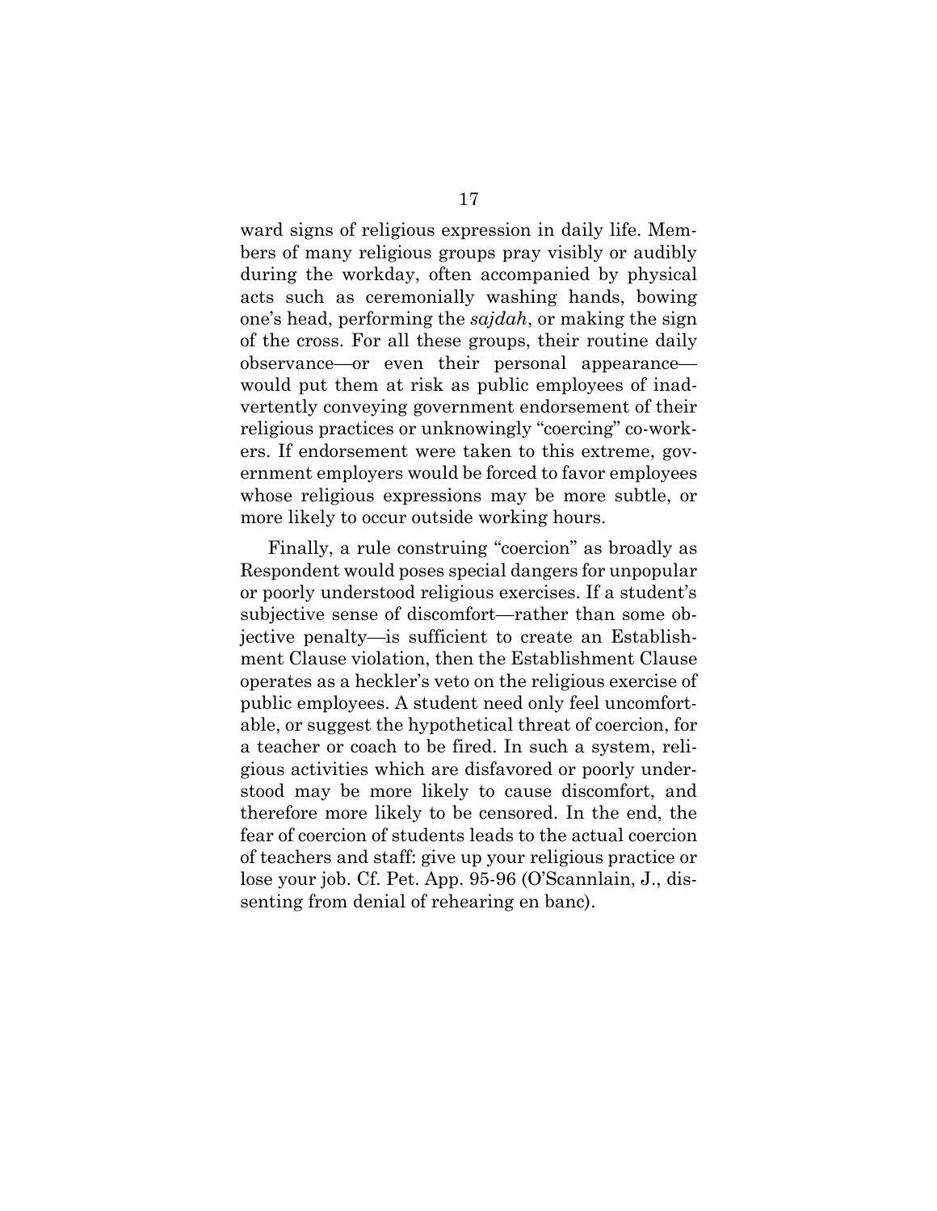ward signs of religious expression in daily life. Members of many religious groups pray visibly or audibly during the workday, often accompanied by physical acts such as ceremonially washing hands, bowing one's head, performing the *sajdah*, or making the sign of the cross. For all these groups, their routine daily observance—or even their personal appearance—would put them at risk as public employees of inadvertently conveying government endorsement of their religious practices or unknowingly "coercing" co-workers. If endorsement were taken to this extreme, government employers would be forced to favor employees whose religious expressions may be more subtle, or more likely to occur outside working hours.

Finally, a rule construing "coercion" as broadly as Respondent would poses special dangers for unpopular or poorly understood religious exercises. If a student's subjective sense of discomfort—rather than some objective penalty—is sufficient to create an Establishment Clause violation, then the Establishment Clause operates as a heckler's veto on the religious exercise of public employees. A student need only feel uncomfortable, or suggest the hypothetical threat of coercion, for a teacher or coach to be fired. In such a system, religious activities which are disfavored or poorly understood may be more likely to cause discomfort, and therefore more likely to be censored. In the end, the fear of coercion of students leads to the actual coercion of teachers and staff: give up your religious practice or lose your job. Cf. Pet. App. 95-96 (O'Scannlain, J., dissenting from denial of rehearing en banc).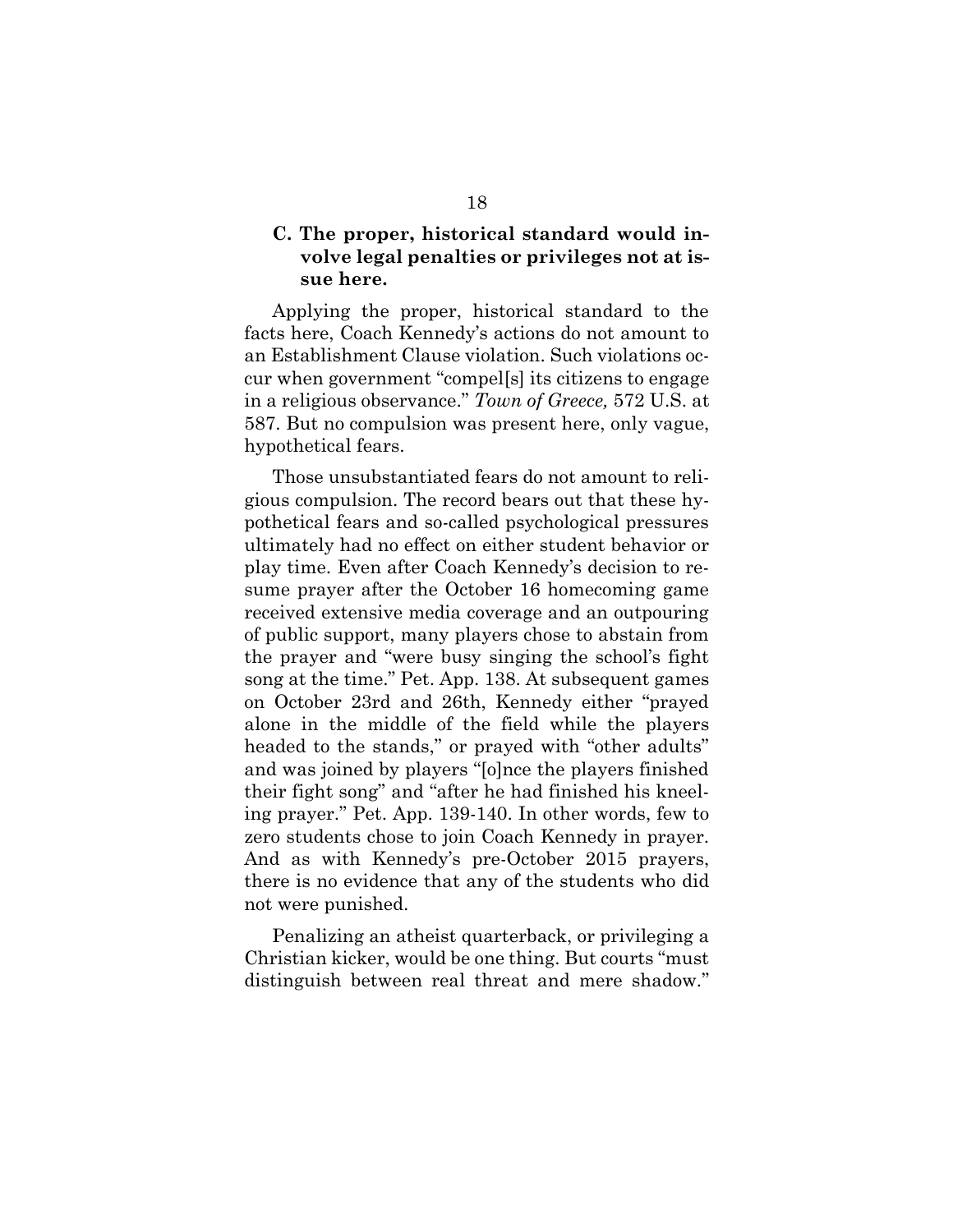### C. The proper, historical standard would involve legal penalties or privileges not at issue here.

Applying the proper, historical standard to the facts here, Coach Kennedy's actions do not amount to an Establishment Clause violation. Such violations occur when government "compel[s] its citizens to engage in a religious observance." *Town of Greece,* 572 U.S. at 587. But no compulsion was present here, only vague, hypothetical fears.

Those unsubstantiated fears do not amount to religious compulsion. The record bears out that these hypothetical fears and so-called psychological pressures ultimately had no effect on either student behavior or play time. Even after Coach Kennedy's decision to resume prayer after the October 16 homecoming game received extensive media coverage and an outpouring of public support, many players chose to abstain from the prayer and "were busy singing the school's fight song at the time." Pet. App. 138. At subsequent games on October 23rd and 26th, Kennedy either "prayed alone in the middle of the field while the players headed to the stands," or prayed with "other adults" and was joined by players "[o]nce the players finished their fight song" and "after he had finished his kneeling prayer." Pet. App. 139-140. In other words, few to zero students chose to join Coach Kennedy in prayer. And as with Kennedy's pre-October 2015 prayers, there is no evidence that any of the students who did not were punished.

Penalizing an atheist quarterback, or privileging a Christian kicker, would be one thing. But courts "must distinguish between real threat and mere shadow."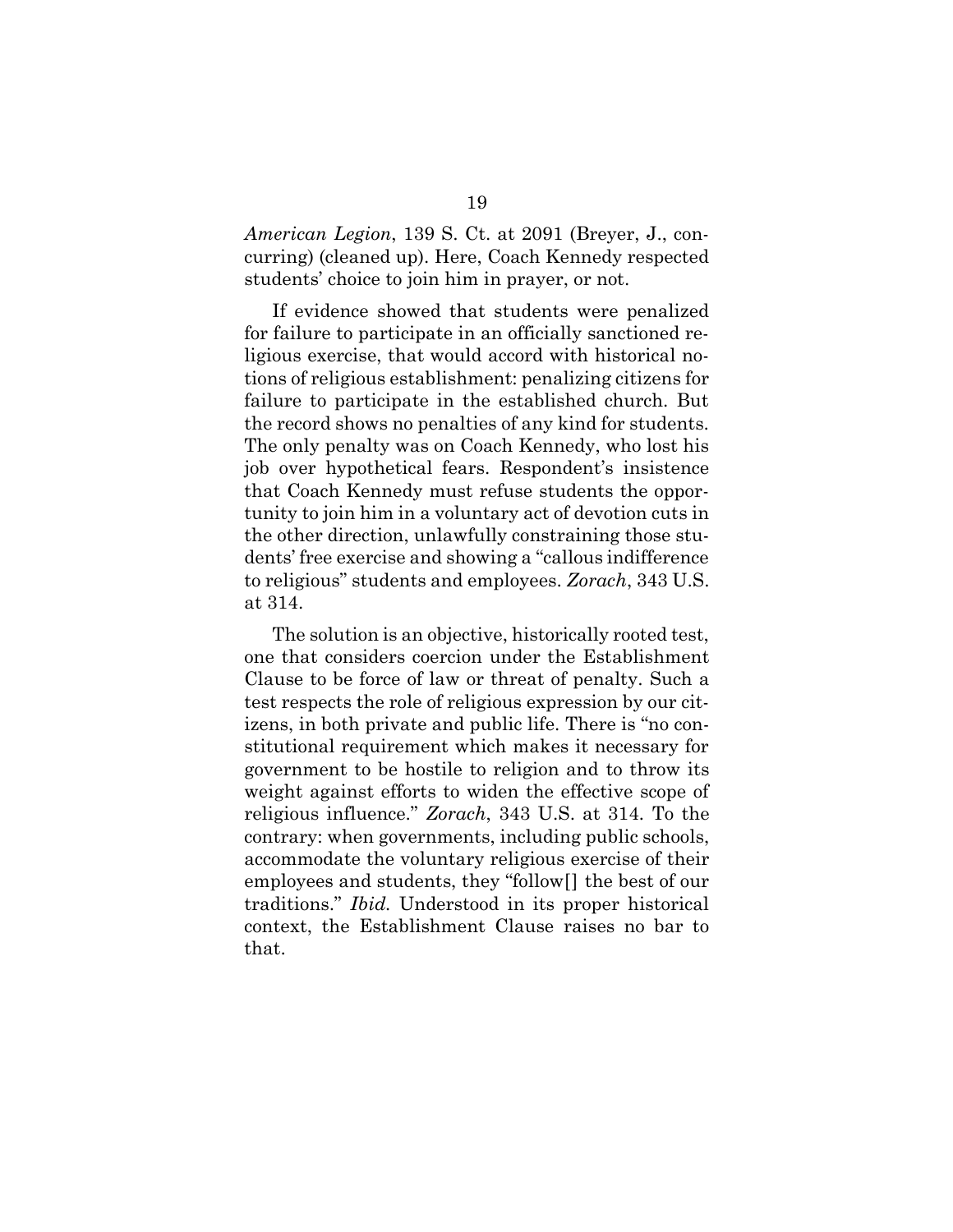*American Legion*, 139 S. Ct. at 2091 (Breyer, J., concurring) (cleaned up). Here, Coach Kennedy respected students' choice to join him in prayer, or not.

If evidence showed that students were penalized for failure to participate in an officially sanctioned religious exercise, that would accord with historical notions of religious establishment: penalizing citizens for failure to participate in the established church. But the record shows no penalties of any kind for students. The only penalty was on Coach Kennedy, who lost his job over hypothetical fears. Respondent's insistence that Coach Kennedy must refuse students the opportunity to join him in a voluntary act of devotion cuts in the other direction, unlawfully constraining those students' free exercise and showing a "callous indifference to religious" students and employees. *Zorach*, 343 U.S. at 314.

The solution is an objective, historically rooted test, one that considers coercion under the Establishment Clause to be force of law or threat of penalty. Such a test respects the role of religious expression by our citizens, in both private and public life. There is "no constitutional requirement which makes it necessary for government to be hostile to religion and to throw its weight against efforts to widen the effective scope of religious influence." *Zorach*, 343 U.S. at 314. To the contrary: when governments, including public schools, accommodate the voluntary religious exercise of their employees and students, they "follow[] the best of our traditions." *Ibid.* Understood in its proper historical context, the Establishment Clause raises no bar to that.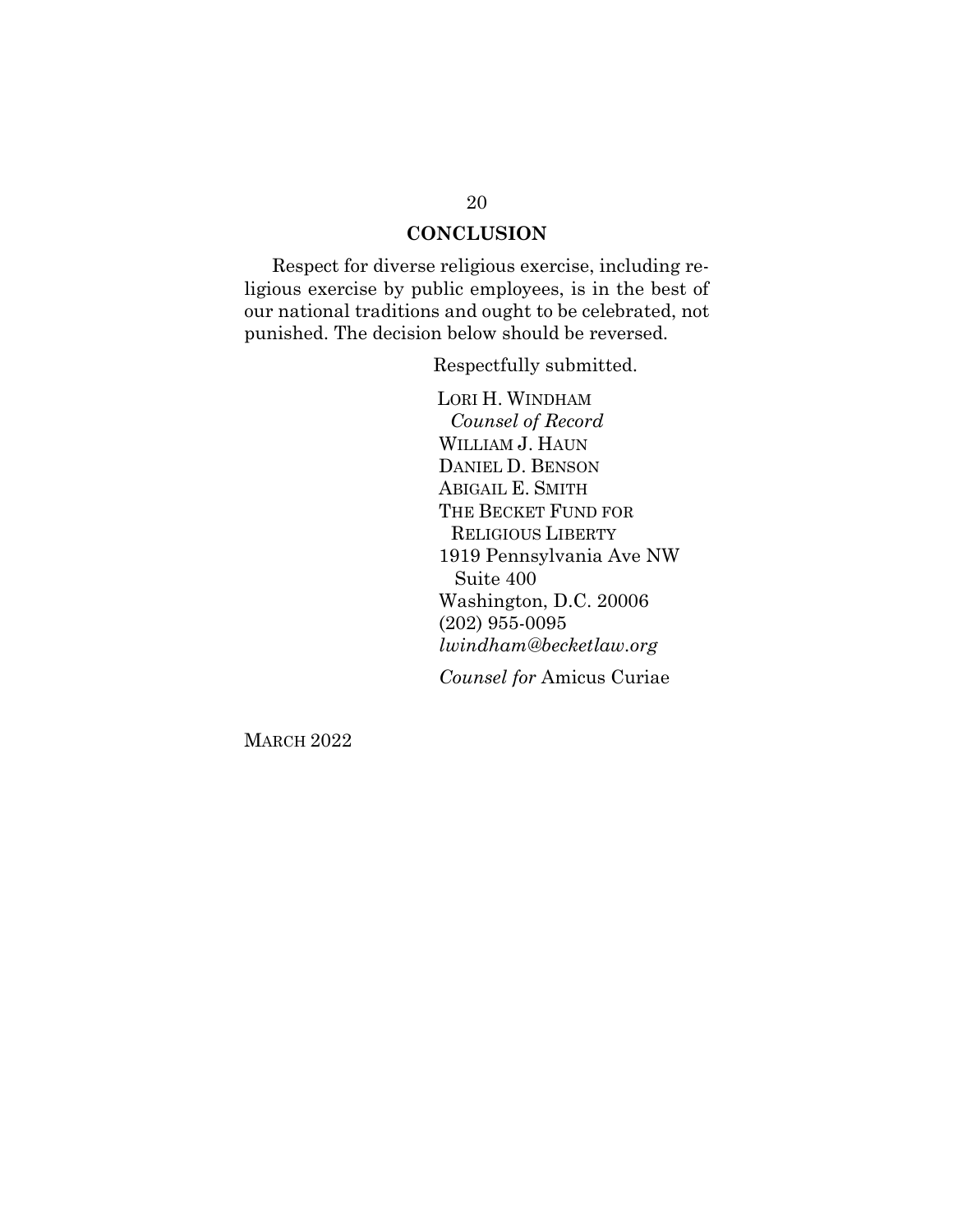## CONCLUSION

Respect for diverse religious exercise, including religious exercise by public employees, is in the best of our national traditions and ought to be celebrated, not punished. The decision below should be reversed.

Respectfully submitted.

LORI H. WINDHAM
*Counsel of Record*
WILLIAM J. HAUN
DANIEL D. BENSON
ABIGAIL E. SMITH
THE BECKET FUND FOR RELIGIOUS LIBERTY
1919 Pennsylvania Ave NW
Suite 400
Washington, D.C. 20006
(202) 955-0095
*lwindham@becketlaw.org*

*Counsel for* Amicus Curiae

MARCH 2022